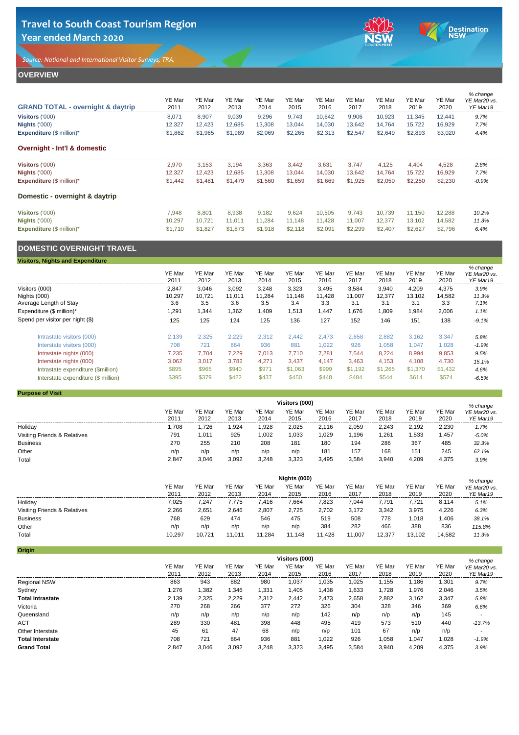# Travel to South Coast Tourism Region
## Year ended March 2020

*Source: National and International Visitor Surveys, TRA.*

## OVERVIEW

| GRAND TOTAL - overnight & daytrip | YE Mar 2011 | YE Mar 2012 | YE Mar 2013 | YE Mar 2014 | YE Mar 2015 | YE Mar 2016 | YE Mar 2017 | YE Mar 2018 | YE Mar 2019 | YE Mar 2020 | % change YE Mar20 vs. YE Mar19 |
|---|---|---|---|---|---|---|---|---|---|---|---|
| **Visitors** ('000) | 8,071 | 8,907 | 9,039 | 9,296 | 9,743 | 10,642 | 9,906 | 10,923 | 11,345 | 12,441 | 9.7% |
| **Nights** ('000) | 12,327 | 12,423 | 12,685 | 13,308 | 13,044 | 14,030 | 13,642 | 14,764 | 15,722 | 16,929 | 7.7% |
| **Expenditure** ($ million)* | $1,862 | $1,965 | $1,989 | $2,069 | $2,265 | $2,313 | $2,547 | $2,649 | $2,893 | $3,020 | 4.4% |

### Overnight - Int'l & domestic

| | | | | | | | | | | | |
|---|---|---|---|---|---|---|---|---|---|---|---|
| **Visitors** ('000) | 2,970 | 3,153 | 3,194 | 3,363 | 3,442 | 3,631 | 3,747 | 4,125 | 4,404 | 4,528 | 2.8% |
| **Nights** ('000) | 12,327 | 12,423 | 12,685 | 13,308 | 13,044 | 14,030 | 13,642 | 14,764 | 15,722 | 16,929 | 7.7% |
| **Expenditure** ($ million)* | $1,442 | $1,481 | $1,479 | $1,560 | $1,659 | $1,669 | $1,925 | $2,050 | $2,250 | $2,230 | -0.9% |

### Domestic - overnight & daytrip

| | | | | | | | | | | | |
|---|---|---|---|---|---|---|---|---|---|---|---|
| **Visitors** ('000) | 7,948 | 8,801 | 8,938 | 9,182 | 9,624 | 10,505 | 9,743 | 10,739 | 11,150 | 12,288 | 10.2% |
| **Nights** ('000) | 10,297 | 10,721 | 11,011 | 11,284 | 11,148 | 11,428 | 11,007 | 12,377 | 13,102 | 14,582 | 11.3% |
| **Expenditure** ($ million)* | $1,710 | $1,827 | $1,873 | $1,918 | $2,118 | $2,091 | $2,299 | $2,407 | $2,627 | $2,796 | 6.4% |

## DOMESTIC OVERNIGHT TRAVEL

### Visitors, Nights and Expenditure

| | YE Mar 2011 | YE Mar 2012 | YE Mar 2013 | YE Mar 2014 | YE Mar 2015 | YE Mar 2016 | YE Mar 2017 | YE Mar 2018 | YE Mar 2019 | YE Mar 2020 | % change YE Mar20 vs. YE Mar19 |
|---|---|---|---|---|---|---|---|---|---|---|---|
| Visitors (000) | 2,847 | 3,046 | 3,092 | 3,248 | 3,323 | 3,495 | 3,584 | 3,940 | 4,209 | 4,375 | 3.9% |
| Nights (000) | 10,297 | 10,721 | 11,011 | 11,284 | 11,148 | 11,428 | 11,007 | 12,377 | 13,102 | 14,582 | 11.3% |
| Average Length of Stay | 3.6 | 3.5 | 3.6 | 3.5 | 3.4 | 3.3 | 3.1 | 3.1 | 3.1 | 3.3 | 7.1% |
| Expenditure ($ million)* | 1,291 | 1,344 | 1,362 | 1,409 | 1,513 | 1,447 | 1,676 | 1,809 | 1,984 | 2,006 | 1.1% |
| Spend per visitor per night ($) | 125 | 125 | 124 | 125 | 136 | 127 | 152 | 146 | 151 | 138 | -9.1% |
| Intrastate visitors (000) | 2,139 | 2,325 | 2,229 | 2,312 | 2,442 | 2,473 | 2,658 | 2,882 | 3,162 | 3,347 | 5.8% |
| Interstate visitors (000) | 708 | 721 | 864 | 936 | 881 | 1,022 | 926 | 1,058 | 1,047 | 1,028 | -1.9% |
| Intrastate nights (000) | 7,235 | 7,704 | 7,229 | 7,013 | 7,710 | 7,281 | 7,544 | 8,224 | 8,994 | 9,853 | 9.5% |
| Interstate nights (000) | 3,062 | 3,017 | 3,782 | 4,271 | 3,437 | 4,147 | 3,463 | 4,153 | 4,108 | 4,730 | 15.1% |
| Intrastate expenditure ($million) | $895 | $965 | $940 | $971 | $1,063 | $999 | $1,192 | $1,265 | $1,370 | $1,432 | 4.6% |
| Interstate expenditure ($ million) | $395 | $379 | $422 | $437 | $450 | $448 | $484 | $544 | $614 | $574 | -6.5% |

### Purpose of Visit

| Visitors (000) | YE Mar 2011 | YE Mar 2012 | YE Mar 2013 | YE Mar 2014 | YE Mar 2015 | YE Mar 2016 | YE Mar 2017 | YE Mar 2018 | YE Mar 2019 | YE Mar 2020 | % change YE Mar20 vs. YE Mar19 |
|---|---|---|---|---|---|---|---|---|---|---|---|
| Holiday | 1,708 | 1,726 | 1,924 | 1,928 | 2,025 | 2,116 | 2,059 | 2,243 | 2,192 | 2,230 | 1.7% |
| Visiting Friends & Relatives | 791 | 1,011 | 925 | 1,002 | 1,033 | 1,029 | 1,196 | 1,261 | 1,533 | 1,457 | -5.0% |
| Business | 270 | 255 | 210 | 208 | 181 | 180 | 194 | 286 | 367 | 485 | 32.3% |
| Other | n/p | n/p | n/p | n/p | n/p | 181 | 157 | 168 | 151 | 245 | 62.1% |
| Total | 2,847 | 3,046 | 3,092 | 3,248 | 3,323 | 3,495 | 3,584 | 3,940 | 4,209 | 4,375 | 3.9% |

| Nights (000) | YE Mar 2011 | YE Mar 2012 | YE Mar 2013 | YE Mar 2014 | YE Mar 2015 | YE Mar 2016 | YE Mar 2017 | YE Mar 2018 | YE Mar 2019 | YE Mar 2020 | % change YE Mar20 vs. YE Mar19 |
|---|---|---|---|---|---|---|---|---|---|---|---|
| Holiday | 7,025 | 7,247 | 7,775 | 7,416 | 7,664 | 7,823 | 7,044 | 7,791 | 7,721 | 8,114 | 5.1% |
| Visiting Friends & Relatives | 2,266 | 2,651 | 2,646 | 2,807 | 2,725 | 2,702 | 3,172 | 3,342 | 3,975 | 4,226 | 6.3% |
| Business | 768 | 629 | 474 | 546 | 475 | 519 | 508 | 778 | 1,018 | 1,406 | 38.1% |
| Other | n/p | n/p | n/p | n/p | n/p | 384 | 282 | 466 | 388 | 836 | 115.8% |
| Total | 10,297 | 10,721 | 11,011 | 11,284 | 11,148 | 11,428 | 11,007 | 12,377 | 13,102 | 14,582 | 11.3% |

### Origin

| Visitors (000) | YE Mar 2011 | YE Mar 2012 | YE Mar 2013 | YE Mar 2014 | YE Mar 2015 | YE Mar 2016 | YE Mar 2017 | YE Mar 2018 | YE Mar 2019 | YE Mar 2020 | % change YE Mar20 vs. YE Mar19 |
|---|---|---|---|---|---|---|---|---|---|---|---|
| Regional NSW | 863 | 943 | 882 | 980 | 1,037 | 1,035 | 1,025 | 1,155 | 1,186 | 1,301 | 9.7% |
| Sydney | 1,276 | 1,382 | 1,346 | 1,331 | 1,405 | 1,438 | 1,633 | 1,728 | 1,976 | 2,046 | 3.5% |
| **Total Intrastate** | 2,139 | 2,325 | 2,229 | 2,312 | 2,442 | 2,473 | 2,658 | 2,882 | 3,162 | 3,347 | 5.8% |
| Victoria | 270 | 268 | 266 | 377 | 272 | 326 | 304 | 328 | 346 | 369 | 6.6% |
| Queensland | n/p | n/p | n/p | n/p | n/p | 142 | n/p | n/p | n/p | 145 | - |
| ACT | 289 | 330 | 481 | 398 | 448 | 495 | 419 | 573 | 510 | 440 | -13.7% |
| Other Interstate | 45 | 61 | 47 | 68 | n/p | n/p | 101 | 67 | n/p | n/p | - |
| **Total Interstate** | 708 | 721 | 864 | 936 | 881 | 1,022 | 926 | 1,058 | 1,047 | 1,028 | -1.9% |
| **Grand Total** | 2,847 | 3,046 | 3,092 | 3,248 | 3,323 | 3,495 | 3,584 | 3,940 | 4,209 | 4,375 | 3.9% |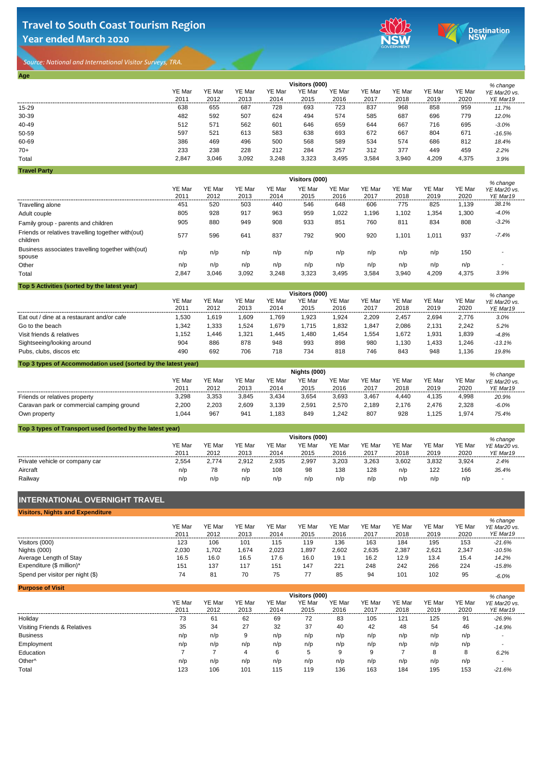# Travel to South Coast Tourism Region
## Year ended March 2020

*Source: National and International Visitor Surveys, TRA.*

### Age

| | Visitors (000) | | | | | | | | | | % change |
|---|---|---|---|---|---|---|---|---|---|---|---|
| | YE Mar 2011 | YE Mar 2012 | YE Mar 2013 | YE Mar 2014 | YE Mar 2015 | YE Mar 2016 | YE Mar 2017 | YE Mar 2018 | YE Mar 2019 | YE Mar 2020 | YE Mar20 vs. YE Mar19 |
| 15-29 | 638 | 655 | 687 | 728 | 693 | 723 | 837 | 968 | 858 | 959 | 11.7% |
| 30-39 | 482 | 592 | 507 | 624 | 494 | 574 | 585 | 687 | 696 | 779 | 12.0% |
| 40-49 | 512 | 571 | 562 | 601 | 646 | 659 | 644 | 667 | 716 | 695 | -3.0% |
| 50-59 | 597 | 521 | 613 | 583 | 638 | 693 | 672 | 667 | 804 | 671 | -16.5% |
| 60-69 | 386 | 469 | 496 | 500 | 568 | 589 | 534 | 574 | 686 | 812 | 18.4% |
| 70+ | 233 | 238 | 228 | 212 | 284 | 257 | 312 | 377 | 449 | 459 | 2.2% |
| Total | 2,847 | 3,046 | 3,092 | 3,248 | 3,323 | 3,495 | 3,584 | 3,940 | 4,209 | 4,375 | 3.9% |

### Travel Party

| | Visitors (000) | | | | | | | | | | % change |
|---|---|---|---|---|---|---|---|---|---|---|---|
| | YE Mar 2011 | YE Mar 2012 | YE Mar 2013 | YE Mar 2014 | YE Mar 2015 | YE Mar 2016 | YE Mar 2017 | YE Mar 2018 | YE Mar 2019 | YE Mar 2020 | YE Mar20 vs. YE Mar19 |
| Travelling alone | 451 | 520 | 503 | 440 | 546 | 648 | 606 | 775 | 825 | 1,139 | 38.1% |
| Adult couple | 805 | 928 | 917 | 963 | 959 | 1,022 | 1,196 | 1,102 | 1,354 | 1,300 | -4.0% |
| Family group - parents and children | 905 | 880 | 949 | 908 | 933 | 851 | 760 | 811 | 834 | 808 | -3.2% |
| Friends or relatives travelling together with(out) children | 577 | 596 | 641 | 837 | 792 | 900 | 920 | 1,101 | 1,011 | 937 | -7.4% |
| Business associates travelling together with(out) spouse | n/p | n/p | n/p | n/p | n/p | n/p | n/p | n/p | n/p | 150 | - |
| Other | n/p | n/p | n/p | n/p | n/p | n/p | n/p | n/p | n/p | n/p | - |
| Total | 2,847 | 3,046 | 3,092 | 3,248 | 3,323 | 3,495 | 3,584 | 3,940 | 4,209 | 4,375 | 3.9% |

### Top 5 Activities (sorted by the latest year)

| | Visitors (000) | | | | | | | | | | % change |
|---|---|---|---|---|---|---|---|---|---|---|---|
| | YE Mar 2011 | YE Mar 2012 | YE Mar 2013 | YE Mar 2014 | YE Mar 2015 | YE Mar 2016 | YE Mar 2017 | YE Mar 2018 | YE Mar 2019 | YE Mar 2020 | YE Mar20 vs. YE Mar19 |
| Eat out / dine at a restaurant and/or cafe | 1,530 | 1,619 | 1,609 | 1,769 | 1,923 | 1,924 | 2,209 | 2,457 | 2,694 | 2,776 | 3.0% |
| Go to the beach | 1,342 | 1,333 | 1,524 | 1,679 | 1,715 | 1,832 | 1,847 | 2,086 | 2,131 | 2,242 | 5.2% |
| Visit friends & relatives | 1,152 | 1,446 | 1,321 | 1,445 | 1,480 | 1,454 | 1,554 | 1,672 | 1,931 | 1,839 | -4.8% |
| Sightseeing/looking around | 904 | 886 | 878 | 948 | 993 | 898 | 980 | 1,130 | 1,433 | 1,246 | -13.1% |
| Pubs, clubs, discos etc | 490 | 692 | 706 | 718 | 734 | 818 | 746 | 843 | 948 | 1,136 | 19.8% |

### Top 3 types of Accommodation used (sorted by the latest year)

| | Nights (000) | | | | | | | | | | % change |
|---|---|---|---|---|---|---|---|---|---|---|---|
| | YE Mar 2011 | YE Mar 2012 | YE Mar 2013 | YE Mar 2014 | YE Mar 2015 | YE Mar 2016 | YE Mar 2017 | YE Mar 2018 | YE Mar 2019 | YE Mar 2020 | YE Mar20 vs. YE Mar19 |
| Friends or relatives property | 3,298 | 3,353 | 3,845 | 3,434 | 3,654 | 3,693 | 3,467 | 4,440 | 4,135 | 4,998 | 20.9% |
| Caravan park or commercial camping ground | 2,200 | 2,203 | 2,609 | 3,139 | 2,591 | 2,570 | 2,189 | 2,176 | 2,476 | 2,328 | -6.0% |
| Own property | 1,044 | 967 | 941 | 1,183 | 849 | 1,242 | 807 | 928 | 1,125 | 1,974 | 75.4% |

### Top 3 types of Transport used (sorted by the latest year)

| | Visitors (000) | | | | | | | | | | % change |
|---|---|---|---|---|---|---|---|---|---|---|---|
| | YE Mar 2011 | YE Mar 2012 | YE Mar 2013 | YE Mar 2014 | YE Mar 2015 | YE Mar 2016 | YE Mar 2017 | YE Mar 2018 | YE Mar 2019 | YE Mar 2020 | YE Mar20 vs. YE Mar19 |
| Private vehicle or company car | 2,554 | 2,774 | 2,912 | 2,935 | 2,997 | 3,203 | 3,263 | 3,602 | 3,832 | 3,924 | 2.4% |
| Aircraft | n/p | 78 | n/p | 108 | 98 | 138 | 128 | n/p | 122 | 166 | 35.4% |
| Railway | n/p | n/p | n/p | n/p | n/p | n/p | n/p | n/p | n/p | n/p | - |

## INTERNATIONAL OVERNIGHT TRAVEL

### Visitors, Nights and Expenditure

| | YE Mar 2011 | YE Mar 2012 | YE Mar 2013 | YE Mar 2014 | YE Mar 2015 | YE Mar 2016 | YE Mar 2017 | YE Mar 2018 | YE Mar 2019 | YE Mar 2020 | % change YE Mar20 vs. YE Mar19 |
|---|---|---|---|---|---|---|---|---|---|---|---|
| Visitors (000) | 123 | 106 | 101 | 115 | 119 | 136 | 163 | 184 | 195 | 153 | -21.6% |
| Nights (000) | 2,030 | 1,702 | 1,674 | 2,023 | 1,897 | 2,602 | 2,635 | 2,387 | 2,621 | 2,347 | -10.5% |
| Average Length of Stay | 16.5 | 16.0 | 16.5 | 17.6 | 16.0 | 19.1 | 16.2 | 12.9 | 13.4 | 15.4 | 14.2% |
| Expenditure ($ million)* | 151 | 137 | 117 | 151 | 147 | 221 | 248 | 242 | 266 | 224 | -15.8% |
| Spend per visitor per night ($) | 74 | 81 | 70 | 75 | 77 | 85 | 94 | 101 | 102 | 95 | -6.0% |

### Purpose of Visit

| | Visitors (000) | | | | | | | | | | % change |
|---|---|---|---|---|---|---|---|---|---|---|---|
| | YE Mar 2011 | YE Mar 2012 | YE Mar 2013 | YE Mar 2014 | YE Mar 2015 | YE Mar 2016 | YE Mar 2017 | YE Mar 2018 | YE Mar 2019 | YE Mar 2020 | YE Mar20 vs. YE Mar19 |
| Holiday | 73 | 61 | 62 | 69 | 72 | 83 | 105 | 121 | 125 | 91 | -26.9% |
| Visiting Friends & Relatives | 35 | 34 | 27 | 32 | 37 | 40 | 42 | 48 | 54 | 46 | -14.9% |
| Business | n/p | n/p | 9 | n/p | n/p | n/p | n/p | n/p | n/p | n/p | - |
| Employment | n/p | n/p | n/p | n/p | n/p | n/p | n/p | n/p | n/p | n/p | - |
| Education | 7 | 7 | 4 | 6 | 5 | 9 | 9 | 7 | 8 | 8 | 6.2% |
| Other^ | n/p | n/p | n/p | n/p | n/p | n/p | n/p | n/p | n/p | n/p | - |
| Total | 123 | 106 | 101 | 115 | 119 | 136 | 163 | 184 | 195 | 153 | -21.6% |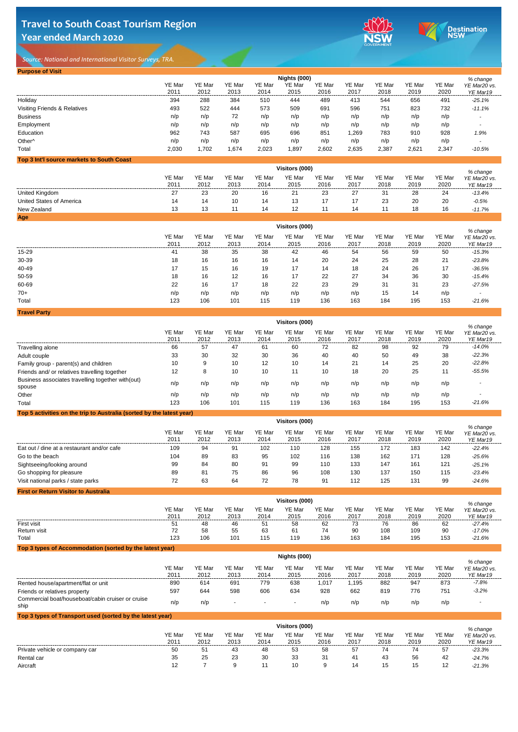# Travel to South Coast Tourism Region
## Year ended March 2020

*Source: National and International Visitor Surveys, TRA.*

### Purpose of Visit

| | Nights (000) | | | | | | | | | | % change |
|---|---|---|---|---|---|---|---|---|---|---|---|
| | YE Mar 2011 | YE Mar 2012 | YE Mar 2013 | YE Mar 2014 | YE Mar 2015 | YE Mar 2016 | YE Mar 2017 | YE Mar 2018 | YE Mar 2019 | YE Mar 2020 | YE Mar20 vs. YE Mar19 |
| Holiday | 394 | 288 | 384 | 510 | 444 | 489 | 413 | 544 | 656 | 491 | -25.1% |
| Visiting Friends & Relatives | 493 | 522 | 444 | 573 | 509 | 691 | 596 | 751 | 823 | 732 | -11.1% |
| Business | n/p | n/p | 72 | n/p | n/p | n/p | n/p | n/p | n/p | n/p | - |
| Employment | n/p | n/p | n/p | n/p | n/p | n/p | n/p | n/p | n/p | n/p | - |
| Education | 962 | 743 | 587 | 695 | 696 | 851 | 1,269 | 783 | 910 | 928 | 1.9% |
| Other^ | n/p | n/p | n/p | n/p | n/p | n/p | n/p | n/p | n/p | n/p | - |
| Total | 2,030 | 1,702 | 1,674 | 2,023 | 1,897 | 2,602 | 2,635 | 2,387 | 2,621 | 2,347 | -10.5% |

### Top 3 Int'l source markets to South Coast

| | Visitors (000) | | | | | | | | | | % change |
|---|---|---|---|---|---|---|---|---|---|---|---|
| | YE Mar 2011 | YE Mar 2012 | YE Mar 2013 | YE Mar 2014 | YE Mar 2015 | YE Mar 2016 | YE Mar 2017 | YE Mar 2018 | YE Mar 2019 | YE Mar 2020 | YE Mar20 vs. YE Mar19 |
| United Kingdom | 27 | 23 | 20 | 16 | 21 | 23 | 27 | 31 | 28 | 24 | -13.4% |
| United States of America | 14 | 14 | 10 | 14 | 13 | 17 | 17 | 23 | 20 | 20 | -0.5% |
| New Zealand | 13 | 13 | 11 | 14 | 12 | 11 | 14 | 11 | 18 | 16 | -11.7% |

### Age

| | Visitors (000) | | | | | | | | | | % change |
|---|---|---|---|---|---|---|---|---|---|---|---|
| | YE Mar 2011 | YE Mar 2012 | YE Mar 2013 | YE Mar 2014 | YE Mar 2015 | YE Mar 2016 | YE Mar 2017 | YE Mar 2018 | YE Mar 2019 | YE Mar 2020 | YE Mar20 vs. YE Mar19 |
| 15-29 | 41 | 38 | 35 | 38 | 42 | 46 | 54 | 56 | 59 | 50 | -15.3% |
| 30-39 | 18 | 16 | 16 | 16 | 14 | 20 | 24 | 25 | 28 | 21 | -23.8% |
| 40-49 | 17 | 15 | 16 | 19 | 17 | 14 | 18 | 24 | 26 | 17 | -36.5% |
| 50-59 | 18 | 16 | 12 | 16 | 17 | 22 | 27 | 34 | 36 | 30 | -15.4% |
| 60-69 | 22 | 16 | 17 | 18 | 22 | 23 | 29 | 31 | 31 | 23 | -27.5% |
| 70+ | n/p | n/p | n/p | n/p | n/p | n/p | n/p | 15 | 14 | n/p | - |
| Total | 123 | 106 | 101 | 115 | 119 | 136 | 163 | 184 | 195 | 153 | -21.6% |

### Travel Party

| | Visitors (000) | | | | | | | | | | % change |
|---|---|---|---|---|---|---|---|---|---|---|---|
| | YE Mar 2011 | YE Mar 2012 | YE Mar 2013 | YE Mar 2014 | YE Mar 2015 | YE Mar 2016 | YE Mar 2017 | YE Mar 2018 | YE Mar 2019 | YE Mar 2020 | YE Mar20 vs. YE Mar19 |
| Travelling alone | 66 | 57 | 47 | 61 | 60 | 72 | 82 | 98 | 92 | 79 | -14.0% |
| Adult couple | 33 | 30 | 32 | 30 | 36 | 40 | 40 | 50 | 49 | 38 | -22.3% |
| Family group - parent(s) and children | 10 | 9 | 10 | 12 | 10 | 14 | 21 | 14 | 25 | 20 | -22.8% |
| Friends and/ or relatives travelling together | 12 | 8 | 10 | 10 | 11 | 10 | 18 | 20 | 25 | 11 | -55.5% |
| Business associates travelling together with(out) spouse | n/p | n/p | n/p | n/p | n/p | n/p | n/p | n/p | n/p | n/p | - |
| Other | n/p | n/p | n/p | n/p | n/p | n/p | n/p | n/p | n/p | n/p | - |
| Total | 123 | 106 | 101 | 115 | 119 | 136 | 163 | 184 | 195 | 153 | -21.6% |

### Top 5 activities on the trip to Australia (sorted by the latest year)

| | Visitors (000) | | | | | | | | | | % change |
|---|---|---|---|---|---|---|---|---|---|---|---|
| | YE Mar 2011 | YE Mar 2012 | YE Mar 2013 | YE Mar 2014 | YE Mar 2015 | YE Mar 2016 | YE Mar 2017 | YE Mar 2018 | YE Mar 2019 | YE Mar 2020 | YE Mar20 vs. YE Mar19 |
| Eat out / dine at a restaurant and/or cafe | 109 | 94 | 91 | 102 | 110 | 128 | 155 | 172 | 183 | 142 | -22.4% |
| Go to the beach | 104 | 89 | 83 | 95 | 102 | 116 | 138 | 162 | 171 | 128 | -25.6% |
| Sightseeing/looking around | 99 | 84 | 80 | 91 | 99 | 110 | 133 | 147 | 161 | 121 | -25.1% |
| Go shopping for pleasure | 89 | 81 | 75 | 86 | 96 | 108 | 130 | 137 | 150 | 115 | -23.4% |
| Visit national parks / state parks | 72 | 63 | 64 | 72 | 78 | 91 | 112 | 125 | 131 | 99 | -24.6% |

### First or Return Visitor to Australia

| | Visitors (000) | | | | | | | | | | % change |
|---|---|---|---|---|---|---|---|---|---|---|---|
| | YE Mar 2011 | YE Mar 2012 | YE Mar 2013 | YE Mar 2014 | YE Mar 2015 | YE Mar 2016 | YE Mar 2017 | YE Mar 2018 | YE Mar 2019 | YE Mar 2020 | YE Mar20 vs. YE Mar19 |
| First visit | 51 | 48 | 46 | 51 | 58 | 62 | 73 | 76 | 86 | 62 | -27.4% |
| Return visit | 72 | 58 | 55 | 63 | 61 | 74 | 90 | 108 | 109 | 90 | -17.0% |
| Total | 123 | 106 | 101 | 115 | 119 | 136 | 163 | 184 | 195 | 153 | -21.6% |

### Top 3 types of Accommodation (sorted by the latest year)

| | Nights (000) | | | | | | | | | | % change |
|---|---|---|---|---|---|---|---|---|---|---|---|
| | YE Mar 2011 | YE Mar 2012 | YE Mar 2013 | YE Mar 2014 | YE Mar 2015 | YE Mar 2016 | YE Mar 2017 | YE Mar 2018 | YE Mar 2019 | YE Mar 2020 | YE Mar20 vs. YE Mar19 |
| Rented house/apartment/flat or unit | 890 | 614 | 691 | 779 | 638 | 1,017 | 1,195 | 882 | 947 | 873 | -7.8% |
| Friends or relatives property | 597 | 644 | 598 | 606 | 634 | 928 | 662 | 819 | 776 | 751 | -3.2% |
| Commercial boat/houseboat/cabin cruiser or cruise ship | n/p | n/p | - | - | - | n/p | n/p | n/p | n/p | n/p | - |

### Top 3 types of Transport used (sorted by the latest year)

| | Visitors (000) | | | | | | | | | | % change |
|---|---|---|---|---|---|---|---|---|---|---|---|
| | YE Mar 2011 | YE Mar 2012 | YE Mar 2013 | YE Mar 2014 | YE Mar 2015 | YE Mar 2016 | YE Mar 2017 | YE Mar 2018 | YE Mar 2019 | YE Mar 2020 | YE Mar20 vs. YE Mar19 |
| Private vehicle or company car | 50 | 51 | 43 | 48 | 53 | 58 | 57 | 74 | 74 | 57 | -23.3% |
| Rental car | 35 | 25 | 23 | 30 | 33 | 31 | 41 | 43 | 56 | 42 | -24.7% |
| Aircraft | 12 | 7 | 9 | 11 | 10 | 9 | 14 | 15 | 15 | 12 | -21.3% |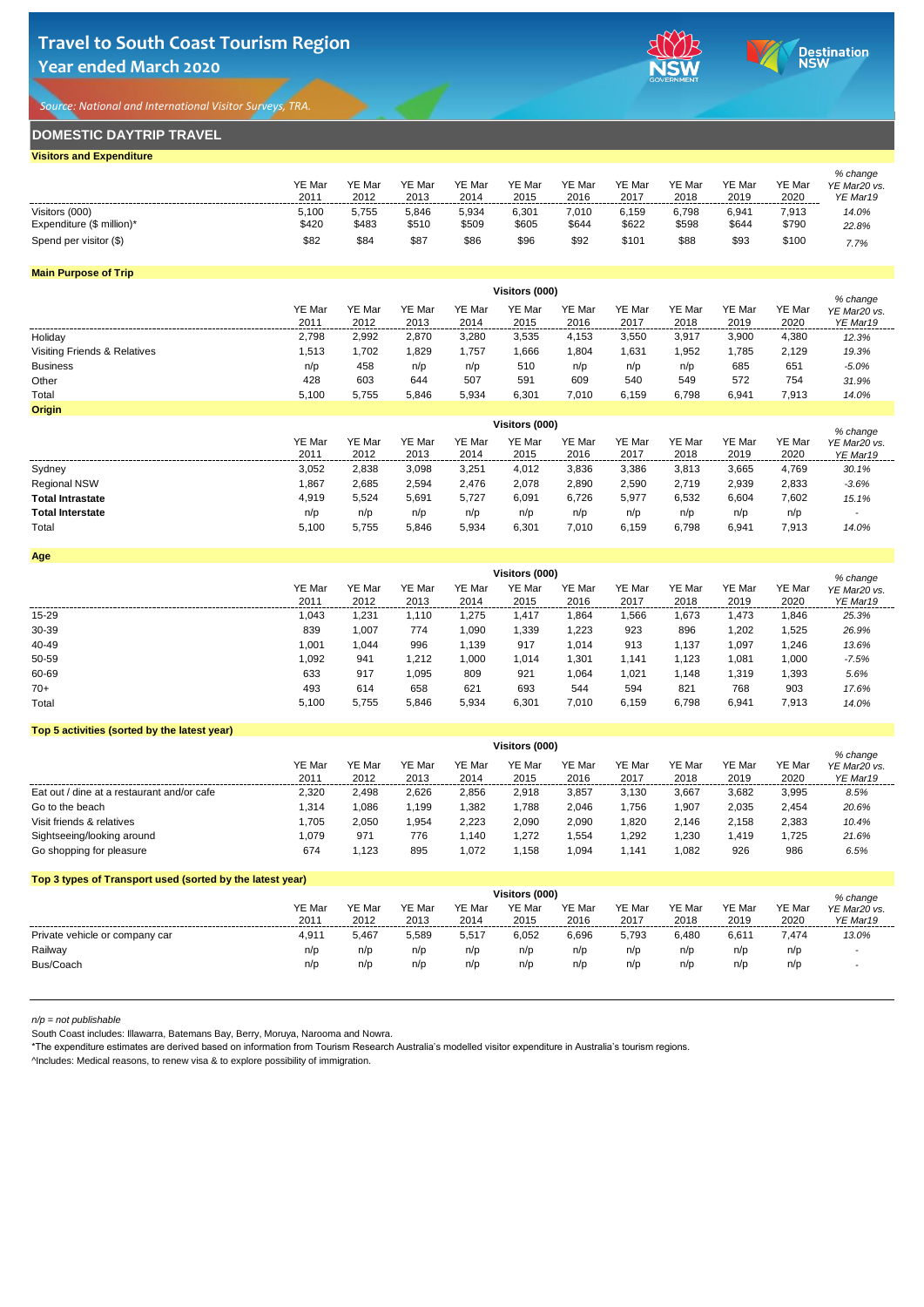# Travel to South Coast Tourism Region
## Year ended March 2020

*Source: National and International Visitor Surveys, TRA.*

## DOMESTIC DAYTRIP TRAVEL

### Visitors and Expenditure

| | YE Mar 2011 | YE Mar 2012 | YE Mar 2013 | YE Mar 2014 | YE Mar 2015 | YE Mar 2016 | YE Mar 2017 | YE Mar 2018 | YE Mar 2019 | YE Mar 2020 | *% change YE Mar20 vs. YE Mar19* |
|---|---|---|---|---|---|---|---|---|---|---|---|
| Visitors (000) | 5,100 | 5,755 | 5,846 | 5,934 | 6,301 | 7,010 | 6,159 | 6,798 | 6,941 | 7,913 | *14.0%* |
| Expenditure ($ million)* | $420 | $483 | $510 | $509 | $605 | $644 | $622 | $598 | $644 | $790 | *22.8%* |
| Spend per visitor ($) | $82 | $84 | $87 | $86 | $96 | $92 | $101 | $88 | $93 | $100 | *7.7%* |

### Main Purpose of Trip

| | Visitors (000) | | | | | | | | | | |
|---|---|---|---|---|---|---|---|---|---|---|---|
| | YE Mar 2011 | YE Mar 2012 | YE Mar 2013 | YE Mar 2014 | YE Mar 2015 | YE Mar 2016 | YE Mar 2017 | YE Mar 2018 | YE Mar 2019 | YE Mar 2020 | *% change YE Mar20 vs. YE Mar19* |
| Holiday | 2,798 | 2,992 | 2,870 | 3,280 | 3,535 | 4,153 | 3,550 | 3,917 | 3,900 | 4,380 | *12.3%* |
| Visiting Friends & Relatives | 1,513 | 1,702 | 1,829 | 1,757 | 1,666 | 1,804 | 1,631 | 1,952 | 1,785 | 2,129 | *19.3%* |
| Business | n/p | 458 | n/p | n/p | 510 | n/p | n/p | n/p | 685 | 651 | *-5.0%* |
| Other | 428 | 603 | 644 | 507 | 591 | 609 | 540 | 549 | 572 | 754 | *31.9%* |
| Total | 5,100 | 5,755 | 5,846 | 5,934 | 6,301 | 7,010 | 6,159 | 6,798 | 6,941 | 7,913 | *14.0%* |

### Origin

| | Visitors (000) | | | | | | | | | | |
|---|---|---|---|---|---|---|---|---|---|---|---|
| | YE Mar 2011 | YE Mar 2012 | YE Mar 2013 | YE Mar 2014 | YE Mar 2015 | YE Mar 2016 | YE Mar 2017 | YE Mar 2018 | YE Mar 2019 | YE Mar 2020 | *% change YE Mar20 vs. YE Mar19* |
| Sydney | 3,052 | 2,838 | 3,098 | 3,251 | 4,012 | 3,836 | 3,386 | 3,813 | 3,665 | 4,769 | *30.1%* |
| Regional NSW | 1,867 | 2,685 | 2,594 | 2,476 | 2,078 | 2,890 | 2,590 | 2,719 | 2,939 | 2,833 | *-3.6%* |
| **Total Intrastate** | 4,919 | 5,524 | 5,691 | 5,727 | 6,091 | 6,726 | 5,977 | 6,532 | 6,604 | 7,602 | *15.1%* |
| **Total Interstate** | n/p | n/p | n/p | n/p | n/p | n/p | n/p | n/p | n/p | n/p | - |
| Total | 5,100 | 5,755 | 5,846 | 5,934 | 6,301 | 7,010 | 6,159 | 6,798 | 6,941 | 7,913 | *14.0%* |

### Age

| | Visitors (000) | | | | | | | | | | |
|---|---|---|---|---|---|---|---|---|---|---|---|
| | YE Mar 2011 | YE Mar 2012 | YE Mar 2013 | YE Mar 2014 | YE Mar 2015 | YE Mar 2016 | YE Mar 2017 | YE Mar 2018 | YE Mar 2019 | YE Mar 2020 | *% change YE Mar20 vs. YE Mar19* |
| 15-29 | 1,043 | 1,231 | 1,110 | 1,275 | 1,417 | 1,864 | 1,566 | 1,673 | 1,473 | 1,846 | *25.3%* |
| 30-39 | 839 | 1,007 | 774 | 1,090 | 1,339 | 1,223 | 923 | 896 | 1,202 | 1,525 | *26.9%* |
| 40-49 | 1,001 | 1,044 | 996 | 1,139 | 917 | 1,014 | 913 | 1,137 | 1,097 | 1,246 | *13.6%* |
| 50-59 | 1,092 | 941 | 1,212 | 1,000 | 1,014 | 1,301 | 1,141 | 1,123 | 1,081 | 1,000 | *-7.5%* |
| 60-69 | 633 | 917 | 1,095 | 809 | 921 | 1,064 | 1,021 | 1,148 | 1,319 | 1,393 | *5.6%* |
| 70+ | 493 | 614 | 658 | 621 | 693 | 544 | 594 | 821 | 768 | 903 | *17.6%* |
| Total | 5,100 | 5,755 | 5,846 | 5,934 | 6,301 | 7,010 | 6,159 | 6,798 | 6,941 | 7,913 | *14.0%* |

### Top 5 activities (sorted by the latest year)

| | Visitors (000) | | | | | | | | | | |
|---|---|---|---|---|---|---|---|---|---|---|---|
| | YE Mar 2011 | YE Mar 2012 | YE Mar 2013 | YE Mar 2014 | YE Mar 2015 | YE Mar 2016 | YE Mar 2017 | YE Mar 2018 | YE Mar 2019 | YE Mar 2020 | *% change YE Mar20 vs. YE Mar19* |
| Eat out / dine at a restaurant and/or cafe | 2,320 | 2,498 | 2,626 | 2,856 | 2,918 | 3,857 | 3,130 | 3,667 | 3,682 | 3,995 | *8.5%* |
| Go to the beach | 1,314 | 1,086 | 1,199 | 1,382 | 1,788 | 2,046 | 1,756 | 1,907 | 2,035 | 2,454 | *20.6%* |
| Visit friends & relatives | 1,705 | 2,050 | 1,954 | 2,223 | 2,090 | 2,090 | 1,820 | 2,146 | 2,158 | 2,383 | *10.4%* |
| Sightseeing/looking around | 1,079 | 971 | 776 | 1,140 | 1,272 | 1,554 | 1,292 | 1,230 | 1,419 | 1,725 | *21.6%* |
| Go shopping for pleasure | 674 | 1,123 | 895 | 1,072 | 1,158 | 1,094 | 1,141 | 1,082 | 926 | 986 | *6.5%* |

### Top 3 types of Transport used (sorted by the latest year)

| | Visitors (000) | | | | | | | | | | |
|---|---|---|---|---|---|---|---|---|---|---|---|
| | YE Mar 2011 | YE Mar 2012 | YE Mar 2013 | YE Mar 2014 | YE Mar 2015 | YE Mar 2016 | YE Mar 2017 | YE Mar 2018 | YE Mar 2019 | YE Mar 2020 | *% change YE Mar20 vs. YE Mar19* |
| Private vehicle or company car | 4,911 | 5,467 | 5,589 | 5,517 | 6,052 | 6,696 | 5,793 | 6,480 | 6,611 | 7,474 | *13.0%* |
| Railway | n/p | n/p | n/p | n/p | n/p | n/p | n/p | n/p | n/p | n/p | - |
| Bus/Coach | n/p | n/p | n/p | n/p | n/p | n/p | n/p | n/p | n/p | n/p | - |

*n/p = not publishable*

South Coast includes: Illawarra, Batemans Bay, Berry, Moruya, Narooma and Nowra.

*The expenditure estimates are derived based on information from Tourism Research Australia's modelled visitor expenditure in Australia's tourism regions.

^Includes: Medical reasons, to renew visa & to explore possibility of immigration.